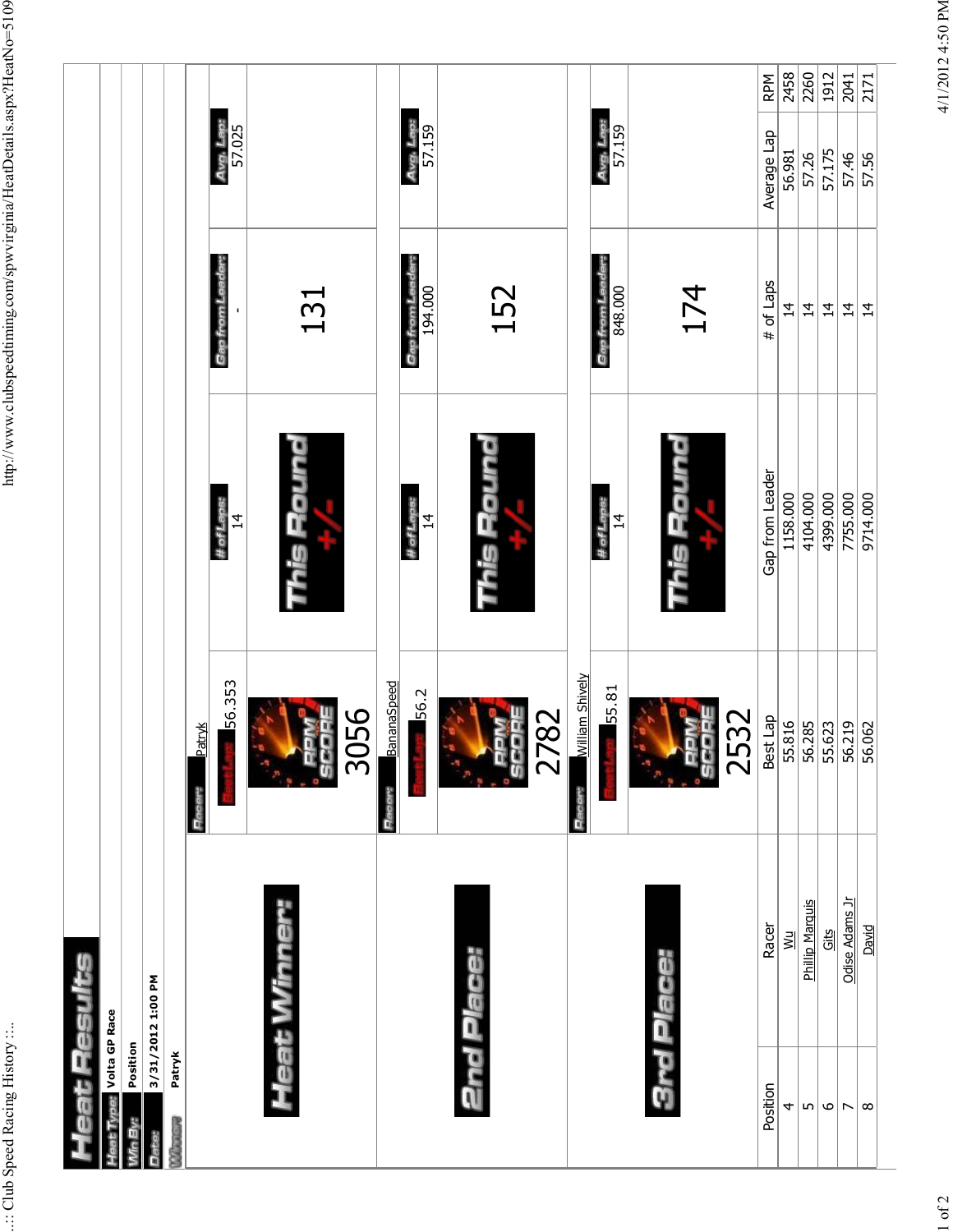# Heat Results

**Heat Type:** Volta GP Race

**Win By:** Position

**Date:** 3/31/2012 1:00 PM

**Winner:** Patryk

## Heat Winner:

| Racer: | # of Laps: | Gap from Leader: | Avg. Lap: |
|---|---|---|---|
| Patryk | 14 | - | 57.025 |
| Best Lap: 56.353 | | | |
| RPM SCORE 3056 | This Round +/- | 131 | |

## 2nd Place:

| Racer: | # of Laps: | Gap from Leader: | Avg. Lap: |
|---|---|---|---|
| BananaSpeed | 14 | 194.000 | 57.159 |
| Best Lap: 56.2 | | | |
| RPM SCORE 2782 | This Round +/- | 152 | |

## 3rd Place:

| Racer: | # of Laps: | Gap from Leader: | Avg. Lap: |
|---|---|---|---|
| William Shively | 14 | 848.000 | 57.159 |
| Best Lap: 55.81 | | | |
| RPM SCORE 2532 | This Round +/- | 174 | |

| Position | Racer | Best Lap | Gap from Leader | # of Laps | Average Lap | RPM |
|---|---|---|---|---|---|---|
| 4 | Wu | 55.816 | 1158.000 | 14 | 56.981 | 2458 |
| 5 | Phillip Marquis | 56.285 | 4104.000 | 14 | 57.26 | 2260 |
| 6 | Gits | 55.623 | 4399.000 | 14 | 57.175 | 1912 |
| 7 | Odise Adams Jr | 56.219 | 7755.000 | 14 | 57.46 | 2041 |
| 8 | David | 56.062 | 9714.000 | 14 | 57.56 | 2171 |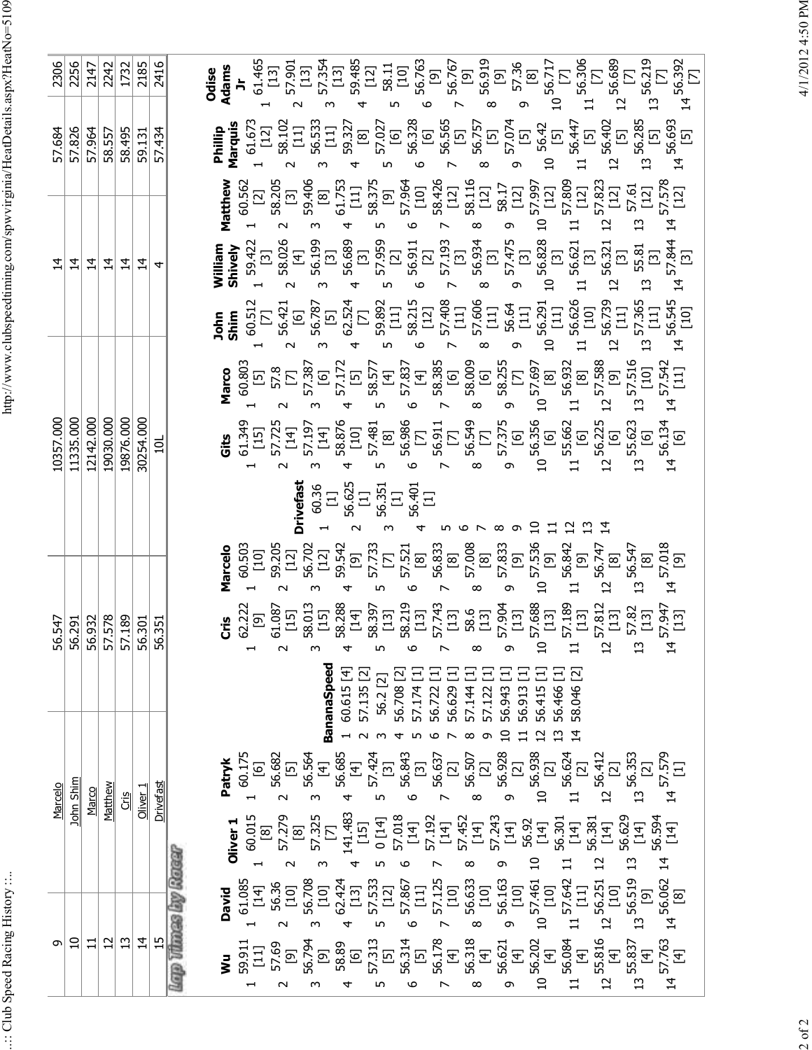| | | | | | | |
|---|---|---|---|---|---|---|
| 9 | Marcelo | 56.547 | 10357.000 | 14 | 57.684 | 2306 |
| 10 | John Shim | 56.291 | 11335.000 | 14 | 57.826 | 2256 |
| 11 | Marco | 56.932 | 12142.000 | 14 | 57.964 | 2147 |
| 12 | Matthew | 57.578 | 19030.000 | 14 | 58.557 | 2242 |
| 13 | Cris | 57.189 | 19876.000 | 14 | 58.495 | 1732 |
| 14 | Oliver 1 | 56.301 | 30254.000 | 14 | 59.131 | 2185 |
| 15 | Drivefast | 56.351 | 10L | 4 | 57.434 | 2416 |

## Lap Times by Racer

| Lap | Wu | David | Oliver 1 | Patryk | BananaSpeed | Cris | Marcelo | Drivefast | Gits | Marco | John Shim | William Shively | Matthew | Phillip Marquis | Odise Adams Jr |
|---|---|---|---|---|---|---|---|---|---|---|---|---|---|---|---|
| 1 | 59.911 [11] | 61.085 [14] | 60.015 [8] | 60.175 [6] | 60.615 [4] | 62.222 [9] | 60.503 [10] | 60.36 [1] | 61.349 [15] | 60.803 [5] | 60.512 [7] | 59.422 [3] | 60.562 [2] | 61.673 [12] | 61.465 [13] |
| 2 | 57.69 [9] | 56.36 [10] | 57.279 [8] | 56.682 [5] | 57.135 [2] | 61.087 [15] | 59.205 [12] | 56.625 [1] | 57.725 [14] | 57.8 [7] | 56.421 [6] | 58.026 [4] | 58.205 [3] | 58.102 [11] | 57.901 [13] |
| 3 | 56.794 [9] | 56.708 [10] | 57.325 [7] | 56.564 [4] | 56.2 [2] | 58.013 [15] | 56.702 [12] | 56.351 [1] | 57.197 [14] | 57.387 [6] | 56.787 [5] | 56.199 [3] | 59.406 [8] | 56.533 [11] | 57.354 [13] |
| 4 | 58.89 [6] | 62.424 [13] | 141.483 [15] | 56.685 [4] | 56.708 [2] | 58.288 [14] | 59.542 [9] | 56.401 [1] | 58.876 [10] | 57.172 [5] | 62.524 [7] | 56.689 [3] | 61.753 [11] | 59.327 [8] | 59.485 [12] |
| 5 | 57.313 [5] | 57.533 [12] | 0 [14] | 57.424 [3] | 57.174 [1] | 58.397 [13] | 57.733 [7] | | 57.481 [8] | 58.577 [4] | 59.892 [11] | 57.959 [2] | 58.375 [9] | 57.027 [6] | 58.11 [10] |
| 6 | 56.314 [5] | 57.867 [11] | 57.018 [14] | 56.843 [3] | 56.722 [1] | 58.219 [13] | 57.521 [8] | | 56.986 [7] | 57.837 [4] | 58.215 [12] | 56.911 [2] | 57.964 [10] | 56.328 [6] | 56.763 [9] |
| 7 | 56.178 [4] | 57.125 [10] | 57.192 [14] | 56.637 [2] | 56.629 [1] | 57.743 [13] | 56.833 [8] | | 56.911 [7] | 58.385 [6] | 57.408 [11] | 57.193 [3] | 58.426 [12] | 56.565 [5] | 56.767 [9] |
| 8 | 56.318 [4] | 56.633 [10] | 57.452 [14] | 56.507 [2] | 57.144 [1] | 58.6 [13] | 57.008 [8] | | 56.549 [7] | 58.009 [6] | 57.606 [11] | 56.934 [3] | 58.116 [12] | 56.757 [5] | 56.919 [9] |
| 9 | 56.621 [4] | 56.163 [10] | 57.243 [14] | 56.928 [2] | 57.122 [1] | 57.904 [13] | 57.833 [9] | | 57.375 [6] | 58.255 [7] | 56.64 [11] | 57.475 [3] | 58.17 [12] | 57.074 [5] | 57.36 [8] |
| 10 | 56.202 [4] | 57.461 [10] | 56.92 [14] | 56.938 [2] | 56.943 [1] | 57.688 [13] | 57.536 [9] | | 56.356 [6] | 57.697 [8] | 56.291 [11] | 56.828 [3] | 57.997 [12] | 56.42 [5] | 56.717 [7] |
| 11 | 56.084 [4] | 57.642 [11] | 56.301 [14] | 56.624 [2] | 56.913 [1] | 57.189 [13] | 56.842 [9] | | 55.662 [6] | 56.932 [8] | 56.626 [10] | 56.621 [3] | 57.809 [12] | 56.447 [5] | 56.306 [7] |
| 12 | 55.816 [4] | 56.251 [10] | 56.381 [14] | 56.412 [2] | 56.415 [1] | 57.812 [13] | 56.747 [8] | | 56.225 [6] | 57.588 [9] | 56.739 [11] | 56.321 [3] | 57.823 [12] | 56.402 [5] | 56.689 [7] |
| 13 | 55.837 [4] | 56.519 [9] | 56.629 [14] | 56.353 [2] | 56.466 [1] | 57.82 [13] | 56.547 [8] | | 55.623 [6] | 57.516 [10] | 57.365 [11] | 55.81 [3] | 57.61 [12] | 56.285 [5] | 56.219 [7] |
| 14 | 57.763 [4] | 56.062 [8] | 56.594 [14] | 57.579 [1] | 58.046 [2] | 57.947 [13] | 57.018 [9] | | 56.134 [6] | 57.542 [11] | 56.545 [10] | 57.844 [3] | 57.578 [12] | 56.693 [5] | 56.392 [7] |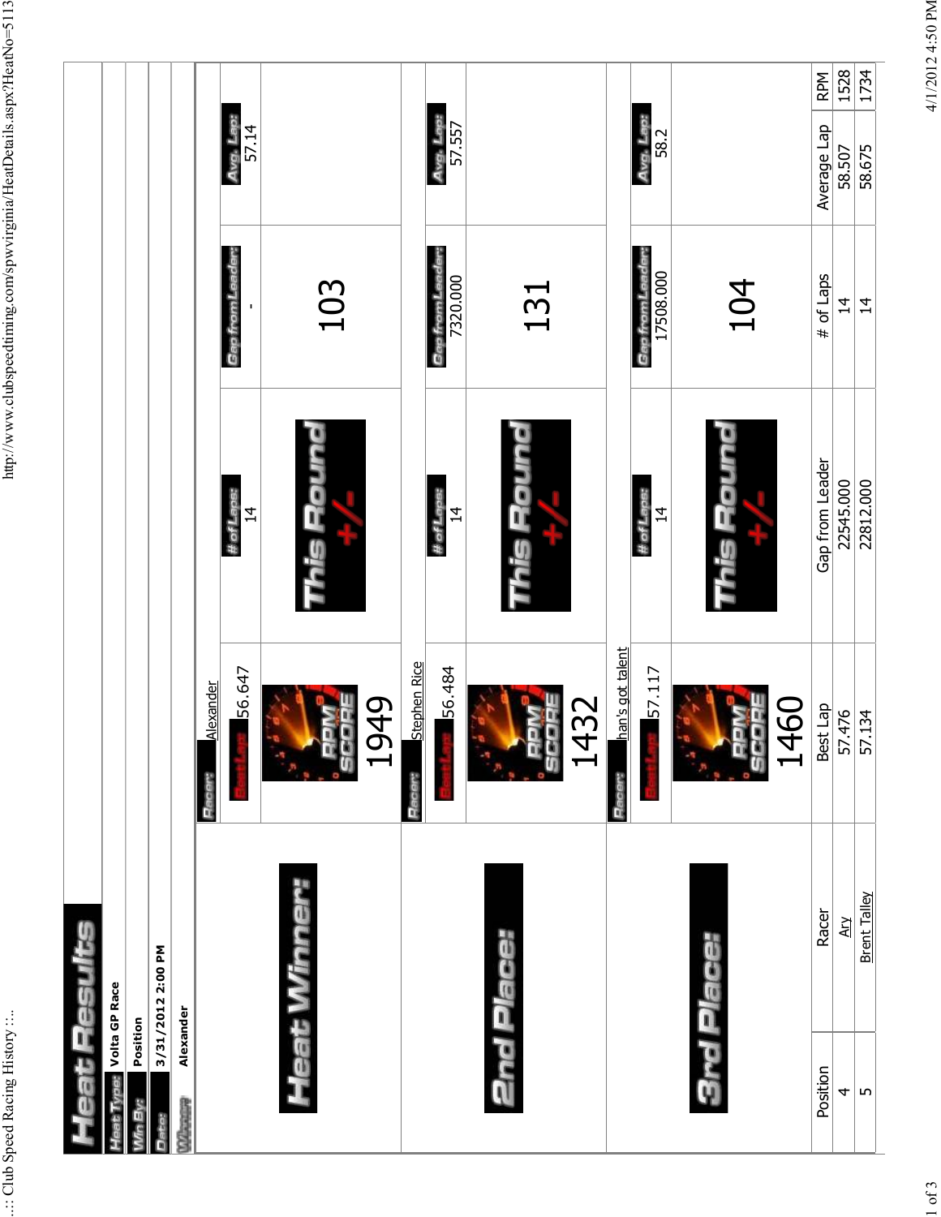# Heat Results

**Heat Type:** Volta GP Race

**Win By:** Position

**Date:** 3/31/2012 2:00 PM

**Winner:** Alexander

## Heat Winner:

**Racer:** Alexander

| Best Lap: | # of Laps: | Gap from Leader: | Avg. Lap: |
|---|---|---|---|
| 56.647 | 14 | - | 57.14 |

RPM SCORE: 1949

This Round +/-: 103

## 2nd Place:

**Racer:** Stephen Rice

| Best Lap: | # of Laps: | Gap from Leader: | Avg. Lap: |
|---|---|---|---|
| 56.484 | 14 | 7320.000 | 57.557 |

RPM SCORE: 1432

This Round +/-: 131

## 3rd Place:

**Racer:** han's got talent

| Best Lap: | # of Laps: | Gap from Leader: | Avg. Lap: |
|---|---|---|---|
| 57.117 | 14 | 17508.000 | 58.2 |

RPM SCORE: 1460

This Round +/-: 104

| Position | Racer | Best Lap | Gap from Leader | # of Laps | Average Lap | RPM |
|---|---|---|---|---|---|---|
| 4 | Ary | 57.476 | 22545.000 | 14 | 58.507 | 1528 |
| 5 | Brent Talley | 57.134 | 22812.000 | 14 | 58.675 | 1734 |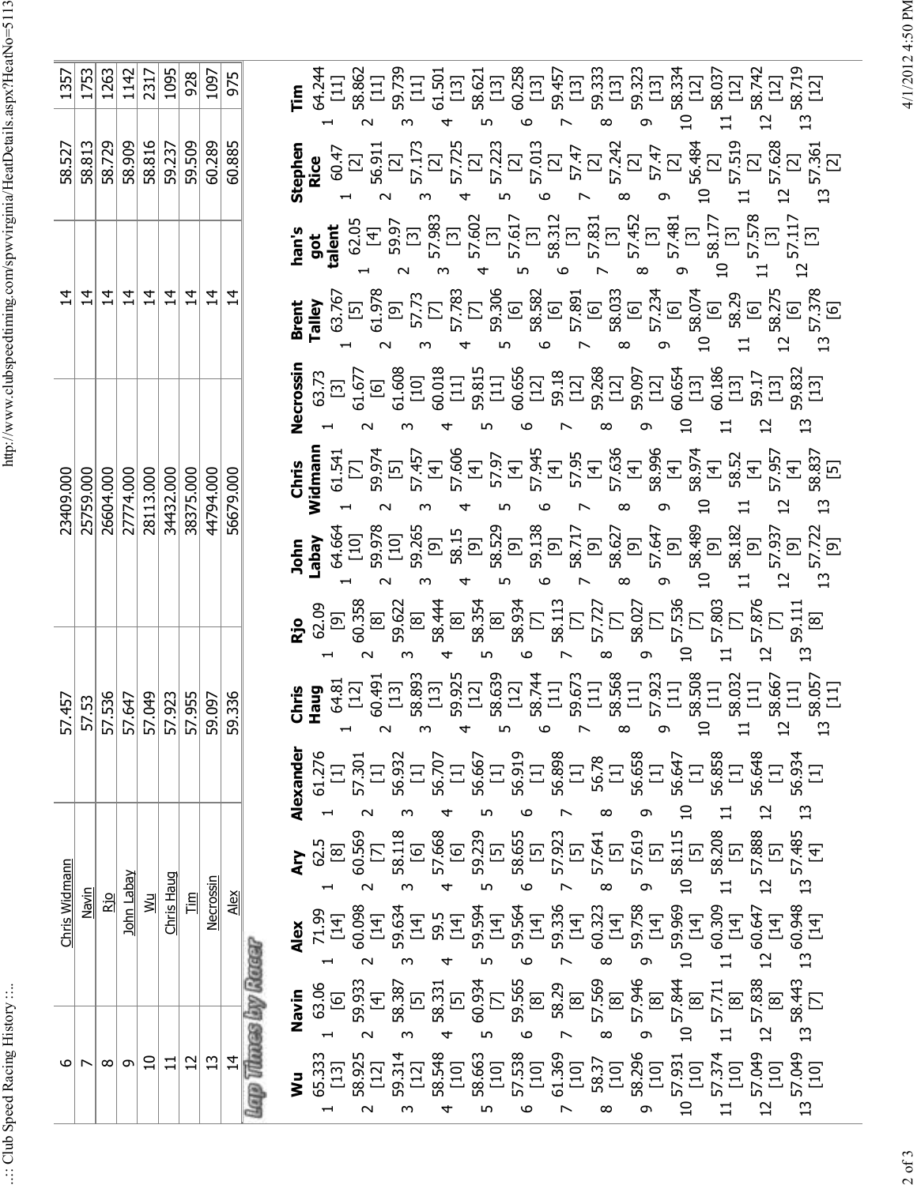| | | | | | | |
|---|---|---|---|---|---|---|
| 6 | Chris Widmann | 57.457 | 23409.000 | 14 | 58.527 | 1357 |
| 7 | Navin | 57.53 | 25759.000 | 14 | 58.813 | 1753 |
| 8 | Rjo | 57.536 | 26604.000 | 14 | 58.729 | 1263 |
| 9 | John Labay | 57.647 | 27774.000 | 14 | 58.909 | 1142 |
| 10 | Wu | 57.049 | 28113.000 | 14 | 58.816 | 2317 |
| 11 | Chris Haug | 57.923 | 34432.000 | 14 | 59.237 | 1095 |
| 12 | Tim | 57.955 | 38375.000 | 14 | 59.509 | 928 |
| 13 | Necrossin | 59.097 | 44794.000 | 14 | 60.289 | 1097 |
| 14 | Alex | 59.336 | 56679.000 | 14 | 60.885 | 975 |

## Lap Times by Racer

| Lap | Wu | Navin | Alex | Ary | Alexander | Chris Haug | Rjo | John Labay | Chris Widmann | Necrossin | Brent Talley | han's got talent | Stephen Rice | Tim |
|---|---|---|---|---|---|---|---|---|---|---|---|---|---|---|
| 1 | 65.333 [13] | 63.06 [6] | 71.99 [14] | 62.5 [8] | 61.276 [1] | 64.81 [12] | 62.09 [9] | 64.664 [10] | 61.541 [7] | 63.73 [3] | 63.767 [5] | 62.05 [4] | 60.47 [2] | 64.244 [11] |
| 2 | 58.925 [12] | 59.933 [4] | 60.098 [14] | 60.569 [7] | 57.301 [1] | 60.491 [13] | 60.358 [8] | 59.978 [10] | 59.974 [5] | 61.677 [6] | 61.978 [9] | 59.97 [3] | 56.911 [2] | 58.862 [11] |
| 3 | 59.314 [12] | 58.387 [5] | 59.634 [14] | 58.118 [6] | 56.932 [1] | 58.893 [13] | 59.622 [8] | 59.265 [9] | 57.457 [4] | 61.608 [10] | 57.73 [7] | 57.983 [3] | 57.173 [2] | 59.739 [11] |
| 4 | 58.548 [10] | 58.331 [5] | 59.5 [14] | 57.668 [6] | 56.707 [1] | 59.925 [12] | 58.444 [8] | 58.15 [9] | 57.606 [4] | 60.018 [11] | 57.783 [7] | 57.602 [3] | 57.725 [2] | 61.501 [13] |
| 5 | 58.663 [10] | 60.934 [7] | 59.594 [14] | 59.239 [5] | 56.667 [1] | 58.639 [12] | 58.354 [8] | 58.529 [9] | 57.97 [4] | 59.815 [11] | 59.306 [6] | 57.617 [3] | 57.223 [2] | 58.621 [13] |
| 6 | 57.538 [10] | 59.565 [8] | 59.564 [14] | 58.655 [5] | 56.919 [1] | 58.744 [11] | 58.934 [7] | 59.138 [9] | 57.945 [4] | 60.656 [12] | 58.582 [6] | 58.312 [3] | 57.013 [2] | 60.258 [13] |
| 7 | 61.369 [10] | 58.29 [8] | 59.336 [14] | 57.923 [5] | 56.898 [1] | 59.673 [11] | 58.113 [7] | 58.717 [9] | 57.95 [4] | 59.18 [12] | 57.891 [6] | 57.831 [3] | 57.47 [2] | 59.457 [13] |
| 8 | 58.37 [10] | 57.569 [8] | 60.323 [14] | 57.641 [5] | 56.78 [1] | 58.568 [11] | 57.727 [7] | 58.627 [9] | 57.636 [4] | 59.268 [12] | 58.033 [6] | 57.452 [3] | 57.242 [2] | 59.333 [13] |
| 9 | 58.296 [10] | 57.946 [8] | 59.758 [14] | 57.619 [5] | 56.658 [1] | 57.923 [11] | 58.027 [7] | 57.647 [9] | 58.996 [4] | 59.097 [12] | 57.234 [6] | 57.481 [3] | 57.47 [2] | 59.323 [13] |
| 10 | 57.931 [10] | 57.844 [8] | 59.969 [14] | 58.115 [5] | 56.647 [1] | 58.508 [11] | 57.536 [7] | 58.489 [9] | 58.974 [4] | 60.654 [13] | 58.074 [6] | 58.177 [3] | 56.484 [2] | 58.334 [12] |
| 11 | 57.374 [10] | 57.711 [8] | 60.309 [14] | 58.208 [5] | 56.858 [1] | 58.032 [11] | 57.803 [7] | 58.182 [9] | 58.52 [4] | 60.186 [13] | 58.29 [6] | 57.578 [3] | 57.519 [2] | 58.037 [12] |
| 12 | 57.049 [10] | 57.838 [8] | 60.647 [14] | 57.888 [5] | 56.648 [1] | 58.667 [11] | 57.876 [7] | 57.937 [9] | 57.957 [4] | 59.17 [13] | 58.275 [6] | 57.117 [3] | 57.628 [2] | 58.742 [12] |
| 13 | 57.049 [10] | 58.443 [7] | 60.948 [14] | 57.485 [4] | 56.934 [1] | 58.057 [11] | 59.111 [8] | 57.722 [9] | 58.837 [5] | 59.832 [13] | 57.378 [6] | | 57.361 [2] | 58.719 [12] |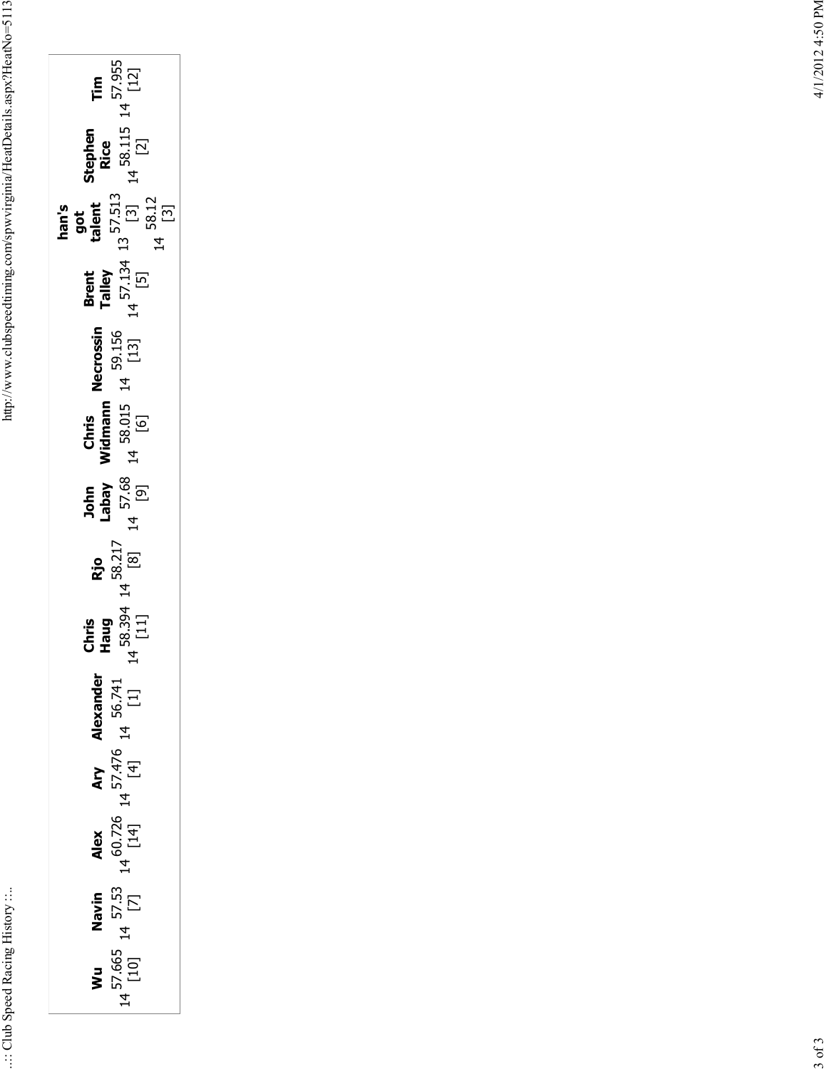| Wu | Navin | Alex | Ary | Alexander | Chris Haug | Rjo | John Labay | Chris Widmann | Necrossin | Brent Talley | han's got talent | Stephen Rice | Tim |
|---|---|---|---|---|---|---|---|---|---|---|---|---|---|
| 14 57.665 [10] | 14 57.53 [7] | 14 60.726 [14] | 14 57.476 [4] | 14 56.741 [1] | 14 58.394 [11] | 14 58.217 [8] | 14 57.68 [9] | 14 58.015 [6] | 14 59.156 [13] | 14 57.134 [5] | 13 57.513 [3] | 14 58.115 [2] | 14 57.955 [12] |
| | | | | | | | | | | | 14 58.12 [3] | | |